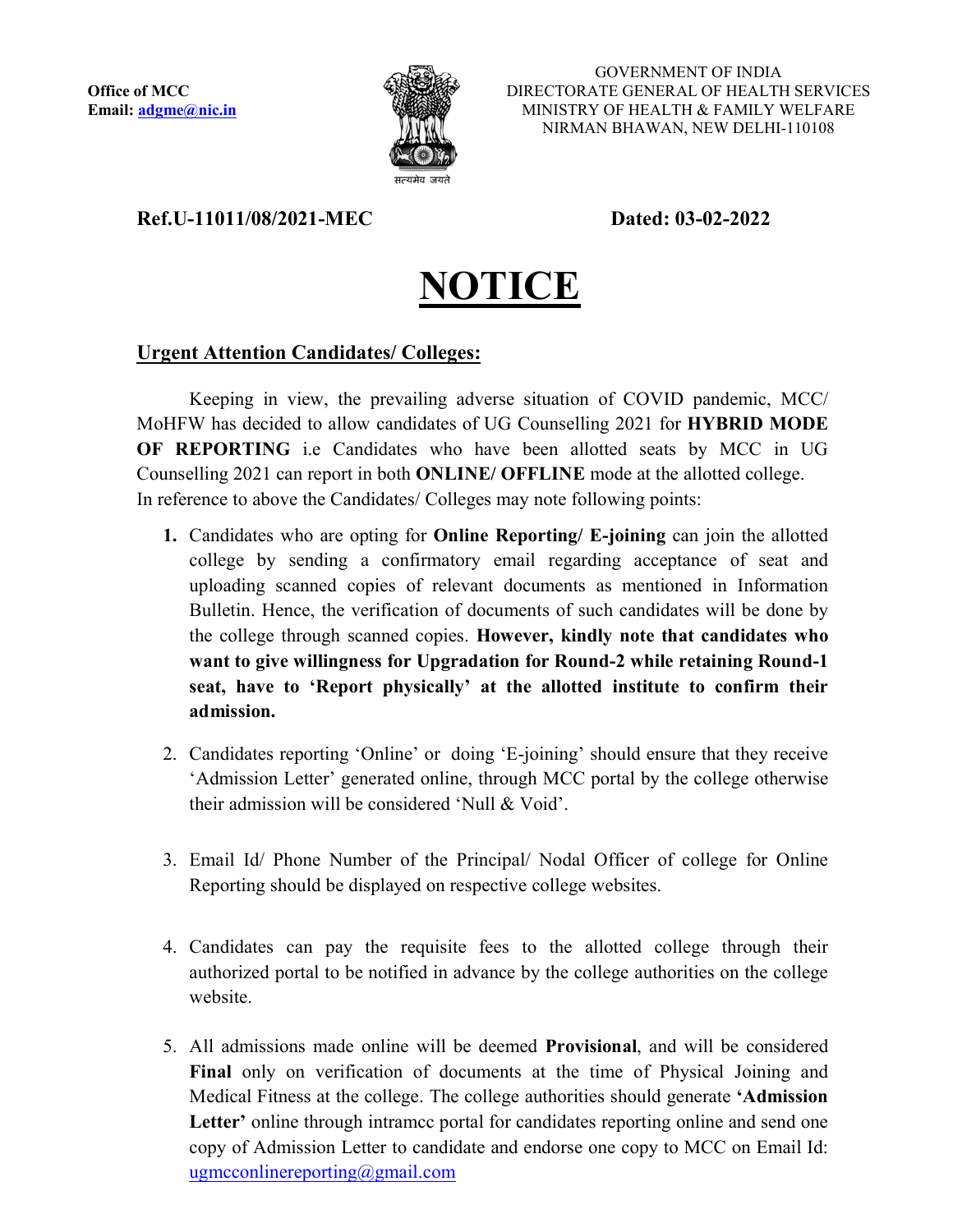**Office of MCC**
**Email: adgme@nic.in**

GOVERNMENT OF INDIA
DIRECTORATE GENERAL OF HEALTH SERVICES
MINISTRY OF HEALTH & FAMILY WELFARE
NIRMAN BHAWAN, NEW DELHI-110108

सत्यमेव जयते

**Ref.U-11011/08/2021-MEC** **Dated: 03-02-2022**

# NOTICE

**Urgent Attention Candidates/ Colleges:**

Keeping in view, the prevailing adverse situation of COVID pandemic, MCC/ MoHFW has decided to allow candidates of UG Counselling 2021 for **HYBRID MODE OF REPORTING** i.e Candidates who have been allotted seats by MCC in UG Counselling 2021 can report in both **ONLINE/ OFFLINE** mode at the allotted college.
In reference to above the Candidates/ Colleges may note following points:

1. Candidates who are opting for **Online Reporting/ E-joining** can join the allotted college by sending a confirmatory email regarding acceptance of seat and uploading scanned copies of relevant documents as mentioned in Information Bulletin. Hence, the verification of documents of such candidates will be done by the college through scanned copies. **However, kindly note that candidates who want to give willingness for Upgradation for Round-2 while retaining Round-1 seat, have to 'Report physically' at the allotted institute to confirm their admission.**

2. Candidates reporting 'Online' or doing 'E-joining' should ensure that they receive 'Admission Letter' generated online, through MCC portal by the college otherwise their admission will be considered 'Null & Void'.

3. Email Id/ Phone Number of the Principal/ Nodal Officer of college for Online Reporting should be displayed on respective college websites.

4. Candidates can pay the requisite fees to the allotted college through their authorized portal to be notified in advance by the college authorities on the college website.

5. All admissions made online will be deemed **Provisional**, and will be considered **Final** only on verification of documents at the time of Physical Joining and Medical Fitness at the college. The college authorities should generate **'Admission Letter'** online through intramcc portal for candidates reporting online and send one copy of Admission Letter to candidate and endorse one copy to MCC on Email Id: ugmcconlinereporting@gmail.com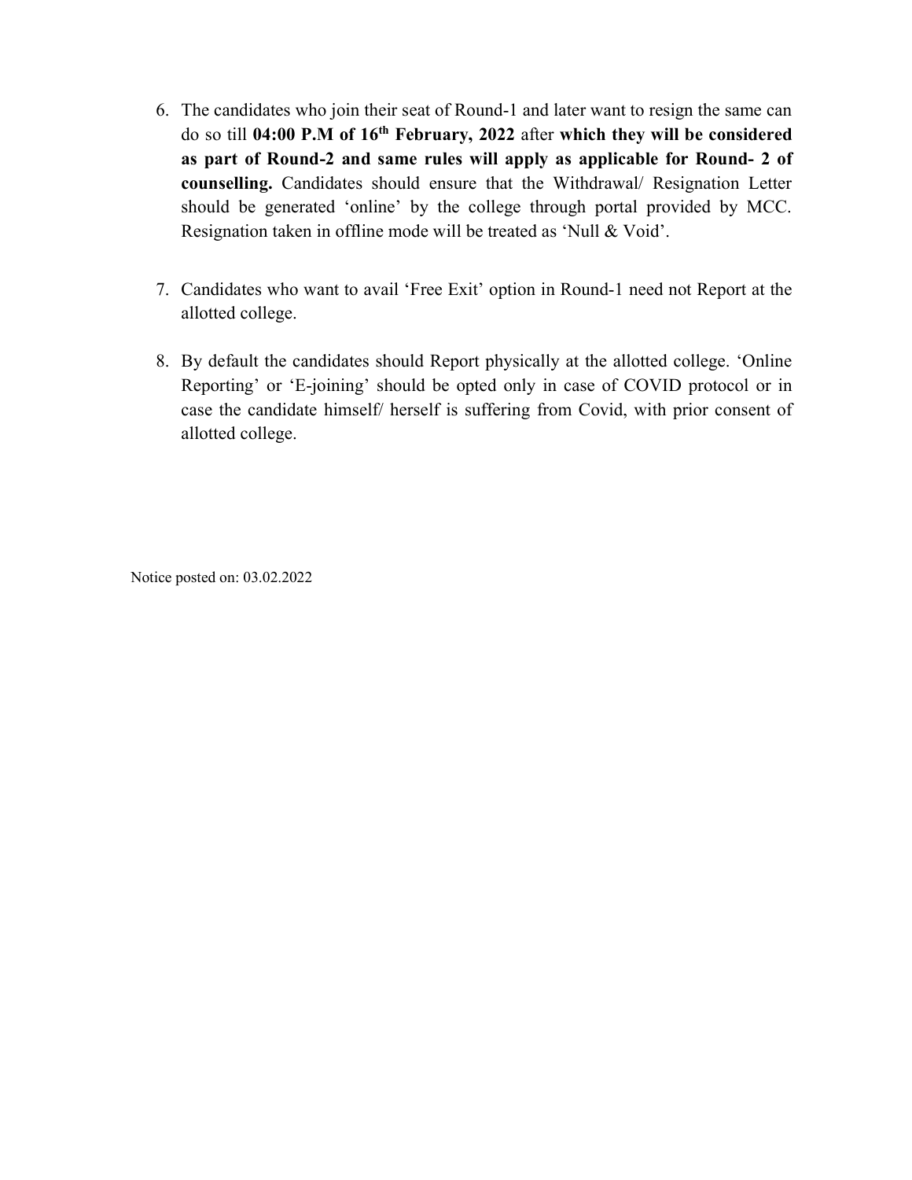6. The candidates who join their seat of Round-1 and later want to resign the same can do so till **04:00 P.M of 16th February, 2022** after **which they will be considered as part of Round-2 and same rules will apply as applicable for Round- 2 of counselling.** Candidates should ensure that the Withdrawal/ Resignation Letter should be generated 'online' by the college through portal provided by MCC. Resignation taken in offline mode will be treated as 'Null & Void'.

7. Candidates who want to avail 'Free Exit' option in Round-1 need not Report at the allotted college.

8. By default the candidates should Report physically at the allotted college. 'Online Reporting' or 'E-joining' should be opted only in case of COVID protocol or in case the candidate himself/ herself is suffering from Covid, with prior consent of allotted college.

Notice posted on: 03.02.2022